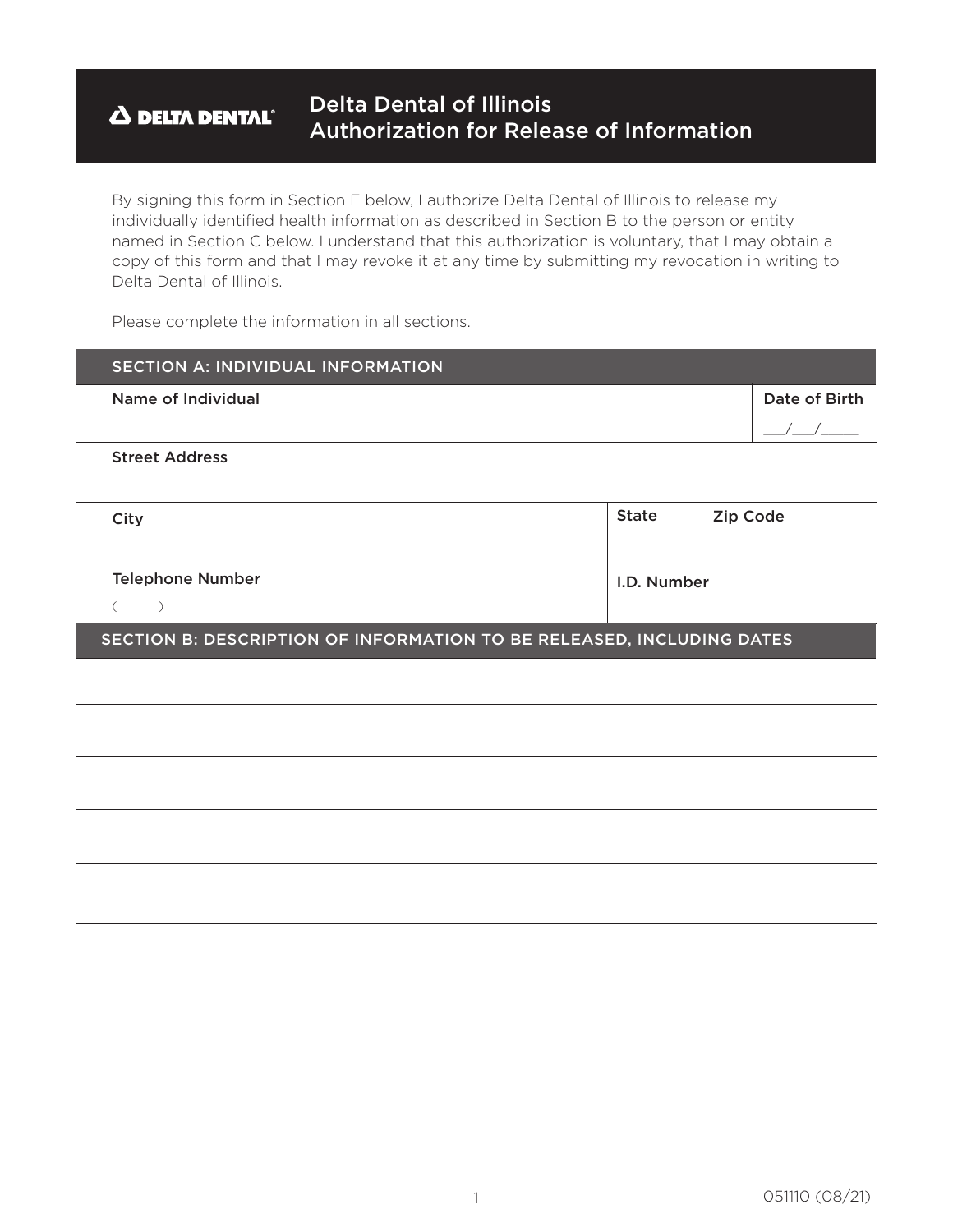# DELTA DENTAL — Delta Dental of Illinois Authorization for Release of Information

By signing this form in Section F below, I authorize Delta Dental of Illinois to release my individually identified health information as described in Section B to the person or entity named in Section C below. I understand that this authorization is voluntary, that I may obtain a copy of this form and that I may revoke it at any time by submitting my revocation in writing to Delta Dental of Illinois.

Please complete the information in all sections.

## SECTION A: INDIVIDUAL INFORMATION

| Name of Individual | | | Date of Birth |
|---|---|---|---|
| | | | ___/___/_____ |
| Street Address | | | |
| City | State | Zip Code | |
| Telephone Number ( ) | I.D. Number | | |

## SECTION B: DESCRIPTION OF INFORMATION TO BE RELEASED, INCLUDING DATES

_______________________________________________

_______________________________________________

_______________________________________________

_______________________________________________

_______________________________________________

051110 (08/21)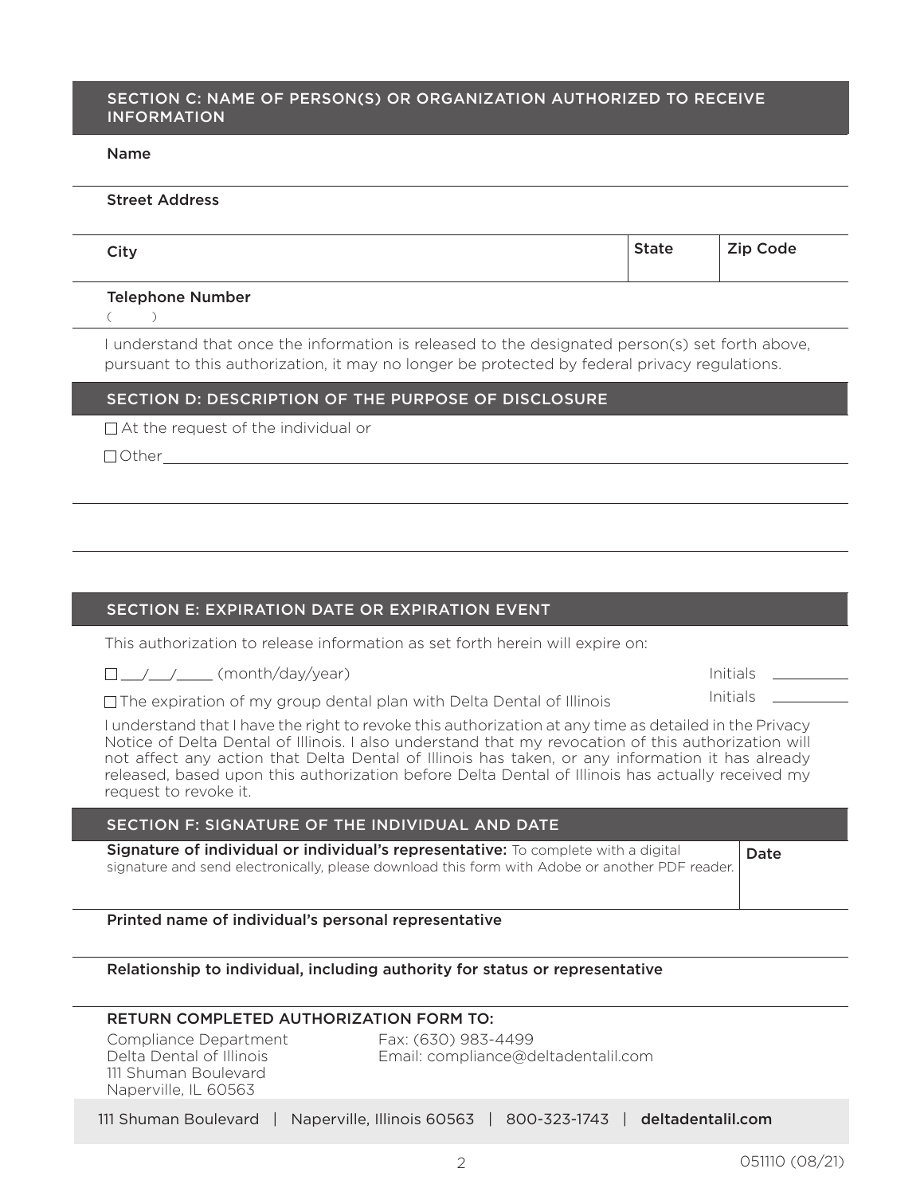## SECTION C: NAME OF PERSON(S) OR ORGANIZATION AUTHORIZED TO RECEIVE INFORMATION

Name

Street Address

| City | State | Zip Code |
|---|---|---|
| | | |

Telephone Number
(  )

I understand that once the information is released to the designated person(s) set forth above, pursuant to this authorization, it may no longer be protected by federal privacy regulations.

## SECTION D: DESCRIPTION OF THE PURPOSE OF DISCLOSURE

☐ At the request of the individual or

☐ Other ______________________________

## SECTION E: EXPIRATION DATE OR EXPIRATION EVENT

This authorization to release information as set forth herein will expire on:

☐ ___/___/_____ (month/day/year) Initials ________

☐ The expiration of my group dental plan with Delta Dental of Illinois Initials ________

I understand that I have the right to revoke this authorization at any time as detailed in the Privacy Notice of Delta Dental of Illinois. I also understand that my revocation of this authorization will not affect any action that Delta Dental of Illinois has taken, or any information it has already released, based upon this authorization before Delta Dental of Illinois has actually received my request to revoke it.

## SECTION F: SIGNATURE OF THE INDIVIDUAL AND DATE

| **Signature of individual or individual's representative:** To complete with a digital signature and send electronically, please download this form with Adobe or another PDF reader. | Date |
|---|---|
| | |

**Printed name of individual's personal representative**

**Relationship to individual, including authority for status or representative**

**RETURN COMPLETED AUTHORIZATION FORM TO:**

Compliance Department
Delta Dental of Illinois
111 Shuman Boulevard
Naperville, IL 60563

Fax: (630) 983-4499
Email: compliance@deltadentalil.com

111 Shuman Boulevard | Naperville, Illinois 60563 | 800-323-1743 | **deltadentalil.com**

051110 (08/21)